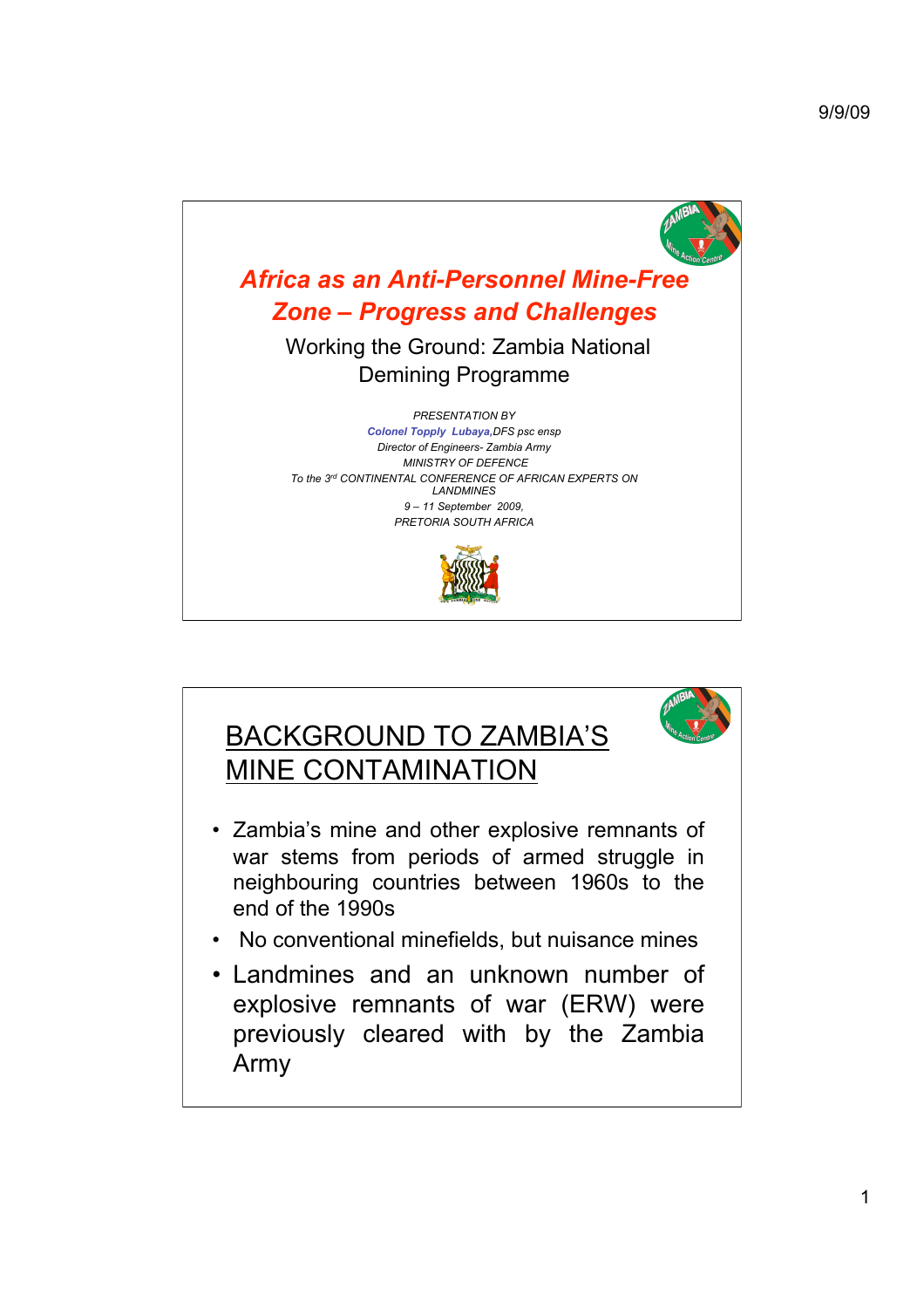# *Africa as an Anti-Personnel Mine-Free Zone – Progress and Challenges*

Working the Ground: Zambia National Demining Programme

*PRESENTATION BY*

***Colonel Topply Lubaya**,DFS psc ensp*

*Director of Engineers- Zambia Army*

*MINISTRY OF DEFENCE*

*To the 3rd CONTINENTAL CONFERENCE OF AFRICAN EXPERTS ON LANDMINES*

*9 – 11 September 2009,*

*PRETORIA SOUTH AFRICA*

## BACKGROUND TO ZAMBIA'S MINE CONTAMINATION

- Zambia's mine and other explosive remnants of war stems from periods of armed struggle in neighbouring countries between 1960s to the end of the 1990s
- No conventional minefields, but nuisance mines
- Landmines and an unknown number of explosive remnants of war (ERW) were previously cleared with by the Zambia Army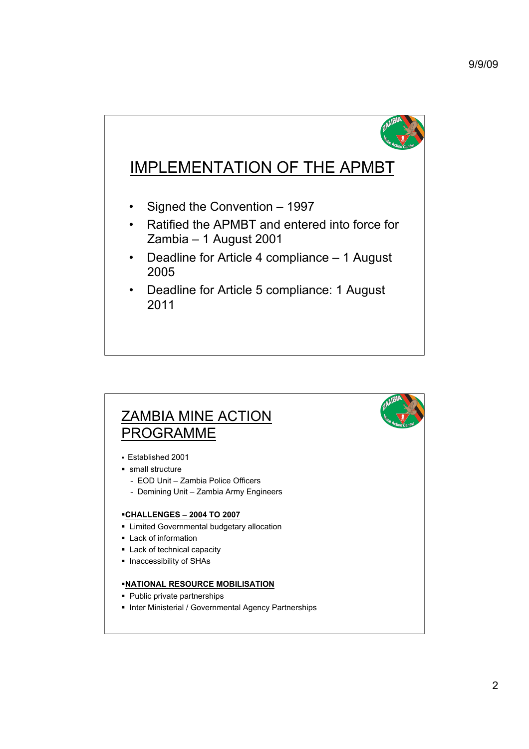## IMPLEMENTATION OF THE APMBT

- Signed the Convention – 1997
- Ratified the APMBT and entered into force for Zambia – 1 August 2001
- Deadline for Article 4 compliance – 1 August 2005
- Deadline for Article 5 compliance: 1 August 2011

## ZAMBIA MINE ACTION PROGRAMME

- Established 2001
- small structure
  - EOD Unit – Zambia Police Officers
  - Demining Unit – Zambia Army Engineers

**CHALLENGES – 2004 TO 2007**

- Limited Governmental budgetary allocation
- Lack of information
- Lack of technical capacity
- Inaccessibility of SHAs

**NATIONAL RESOURCE MOBILISATION**

- Public private partnerships
- Inter Ministerial / Governmental Agency Partnerships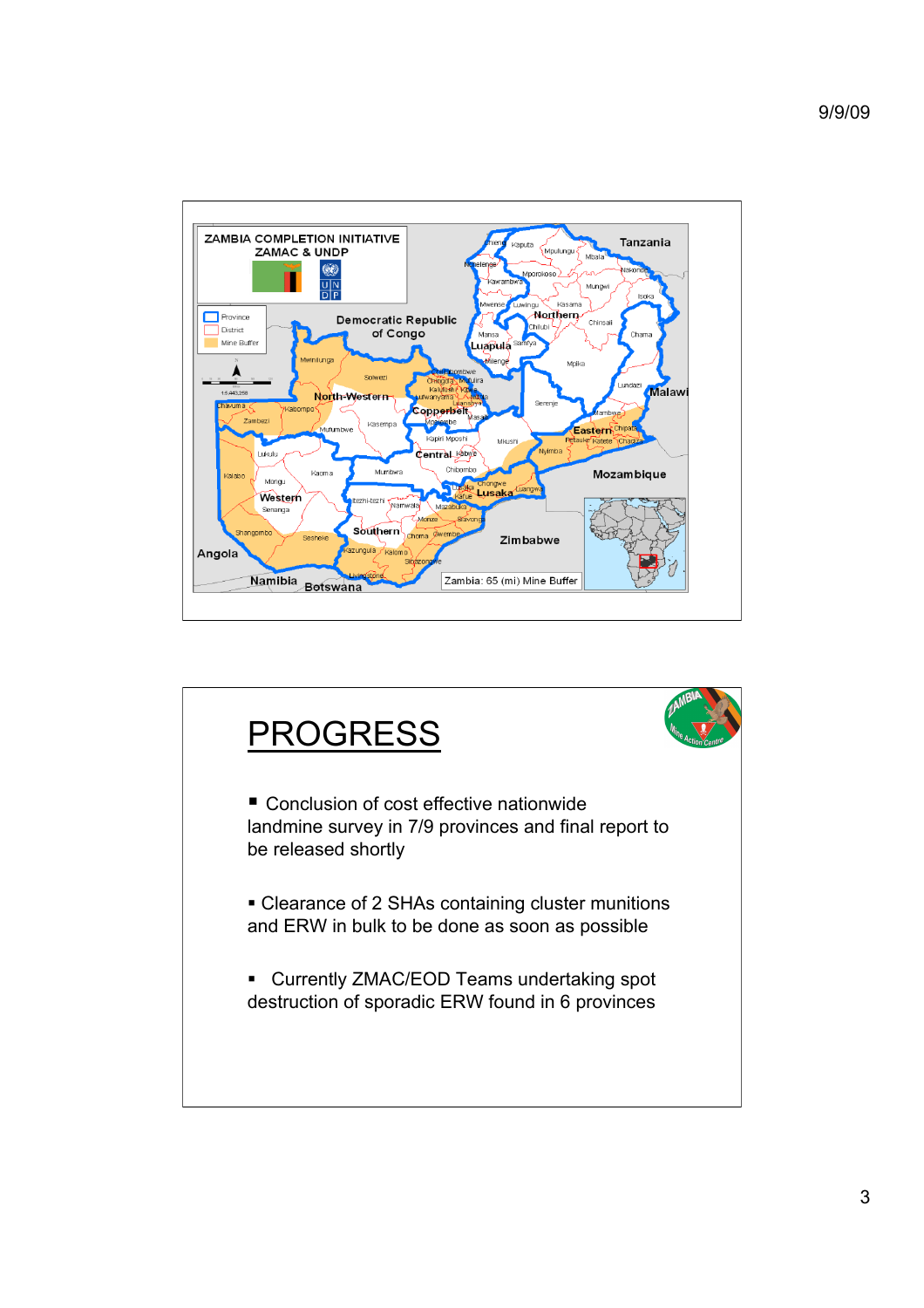## PROGRESS

- Conclusion of cost effective nationwide landmine survey in 7/9 provinces and final report to be released shortly
- Clearance of 2 SHAs containing cluster munitions and ERW in bulk to be done as soon as possible
- Currently ZMAC/EOD Teams undertaking spot destruction of sporadic ERW found in 6 provinces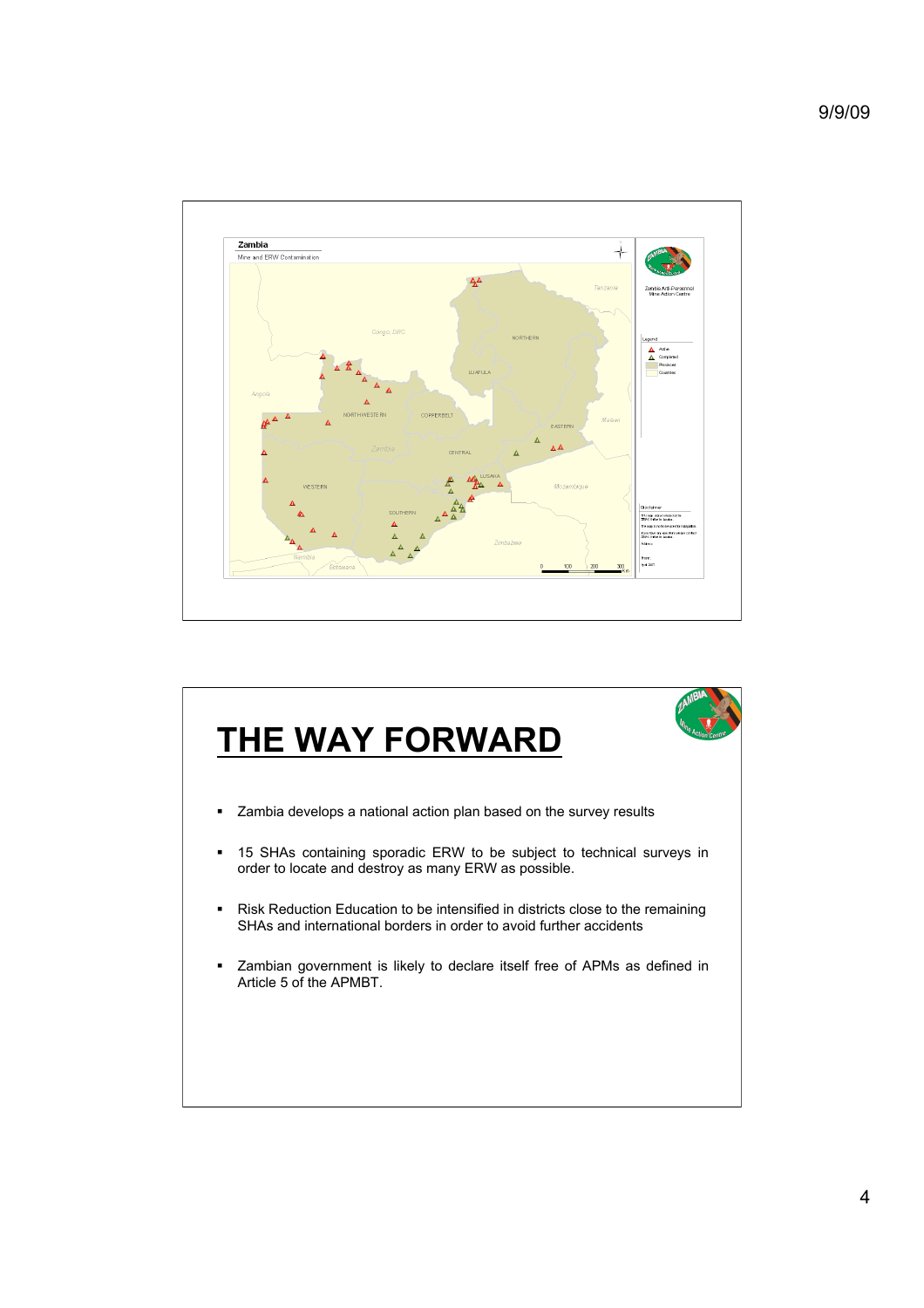Zambia

Mine and ERW Contamination

Zambia Anti-Personnel Mine Action Centre

Legend: Active, Completed, Provinces, Countries

# THE WAY FORWARD

- Zambia develops a national action plan based on the survey results
- 15 SHAs containing sporadic ERW to be subject to technical surveys in order to locate and destroy as many ERW as possible.
- Risk Reduction Education to be intensified in districts close to the remaining SHAs and international borders in order to avoid further accidents
- Zambian government is likely to declare itself free of APMs as defined in Article 5 of the APMBT.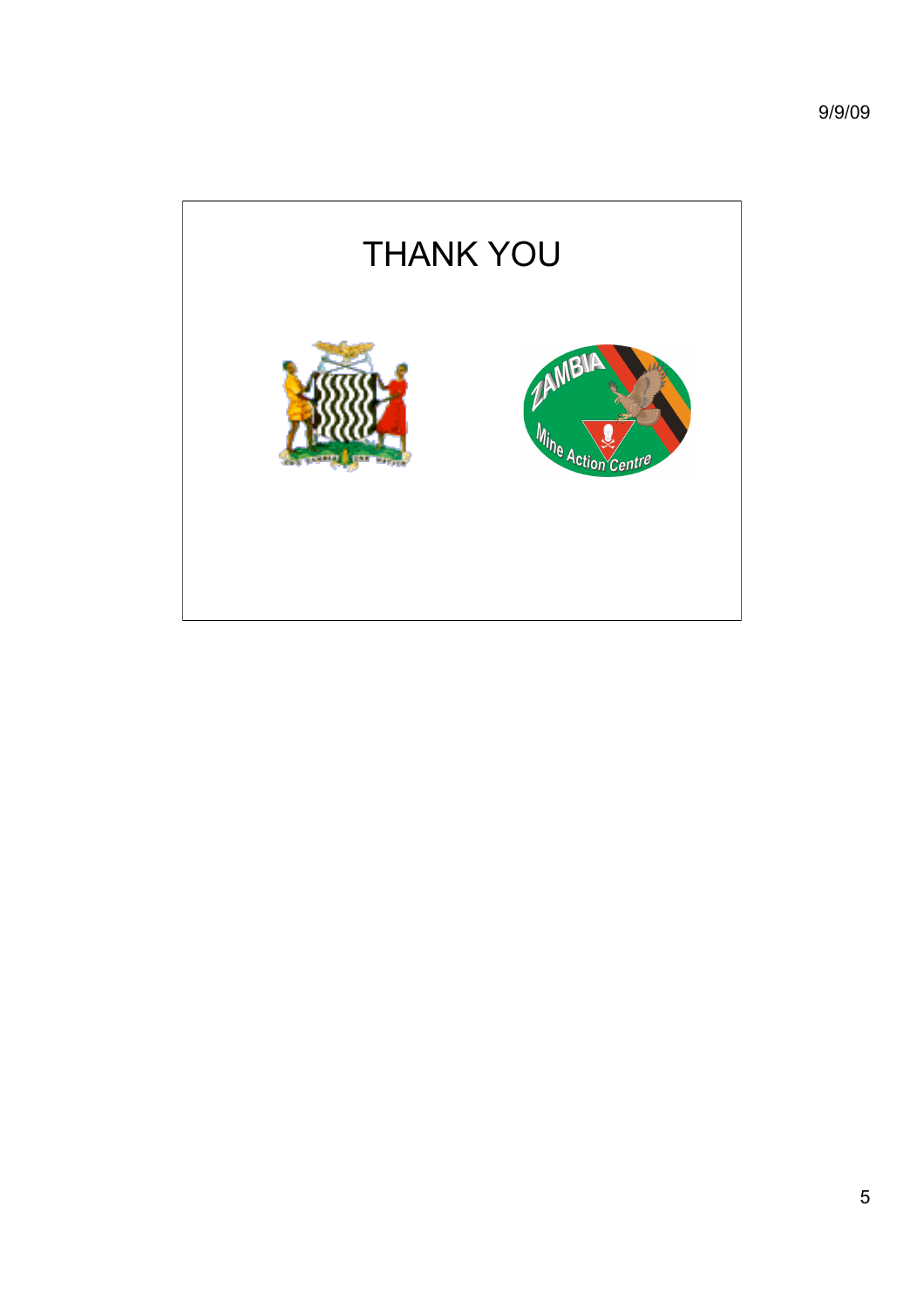# THANK YOU